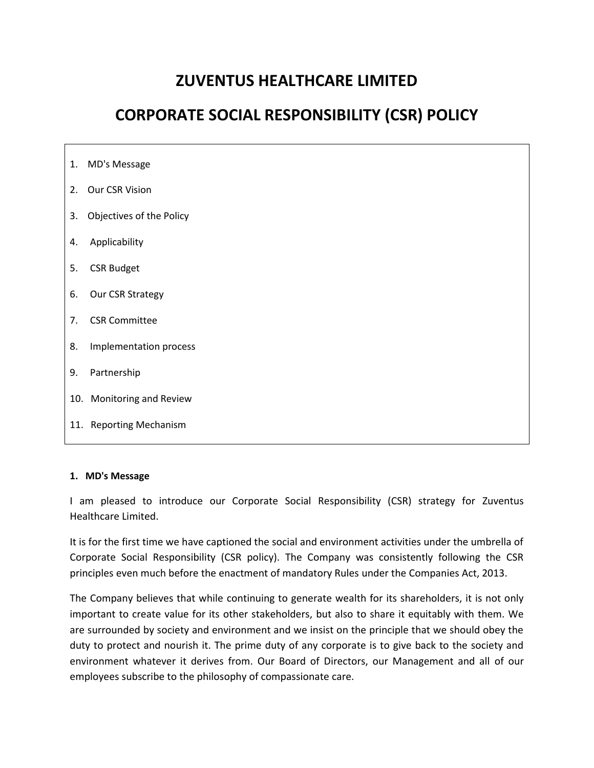# ZUVENTUS HEALTHCARE LIMITED

# CORPORATE SOCIAL RESPONSIBILITY (CSR) POLICY

1. MD's Message
2. Our CSR Vision
3. Objectives of the Policy
4. Applicability
5. CSR Budget
6. Our CSR Strategy
7. CSR Committee
8. Implementation process
9. Partnership
10. Monitoring and Review
11. Reporting Mechanism

**1. MD's Message**

I am pleased to introduce our Corporate Social Responsibility (CSR) strategy for Zuventus Healthcare Limited.

It is for the first time we have captioned the social and environment activities under the umbrella of Corporate Social Responsibility (CSR policy). The Company was consistently following the CSR principles even much before the enactment of mandatory Rules under the Companies Act, 2013.

The Company believes that while continuing to generate wealth for its shareholders, it is not only important to create value for its other stakeholders, but also to share it equitably with them. We are surrounded by society and environment and we insist on the principle that we should obey the duty to protect and nourish it. The prime duty of any corporate is to give back to the society and environment whatever it derives from. Our Board of Directors, our Management and all of our employees subscribe to the philosophy of compassionate care.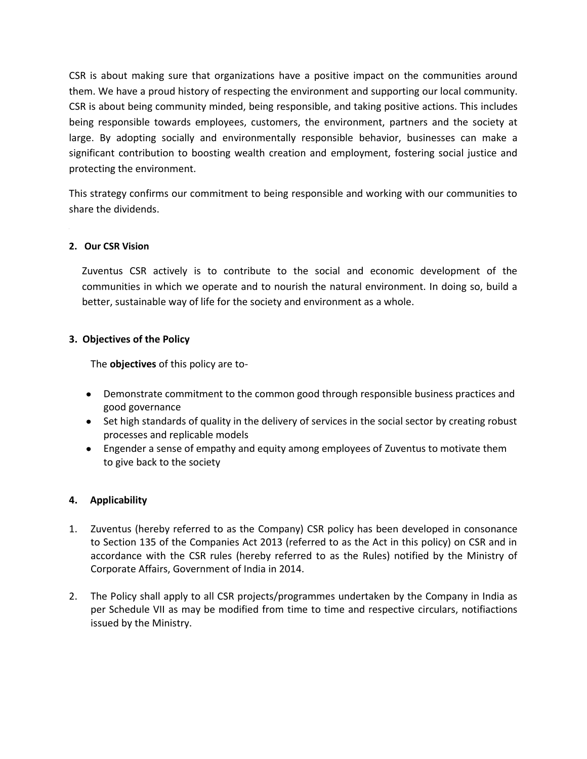CSR is about making sure that organizations have a positive impact on the communities around them. We have a proud history of respecting the environment and supporting our local community. CSR is about being community minded, being responsible, and taking positive actions. This includes being responsible towards employees, customers, the environment, partners and the society at large. By adopting socially and environmentally responsible behavior, businesses can make a significant contribution to boosting wealth creation and employment, fostering social justice and protecting the environment.

This strategy confirms our commitment to being responsible and working with our communities to share the dividends.

## 2. Our CSR Vision

Zuventus CSR actively is to contribute to the social and economic development of the communities in which we operate and to nourish the natural environment. In doing so, build a better, sustainable way of life for the society and environment as a whole.

## 3. Objectives of the Policy

The **objectives** of this policy are to-

- Demonstrate commitment to the common good through responsible business practices and good governance
- Set high standards of quality in the delivery of services in the social sector by creating robust processes and replicable models
- Engender a sense of empathy and equity among employees of Zuventus to motivate them to give back to the society

## 4. Applicability

1. Zuventus (hereby referred to as the Company) CSR policy has been developed in consonance to Section 135 of the Companies Act 2013 (referred to as the Act in this policy) on CSR and in accordance with the CSR rules (hereby referred to as the Rules) notified by the Ministry of Corporate Affairs, Government of India in 2014.

2. The Policy shall apply to all CSR projects/programmes undertaken by the Company in India as per Schedule VII as may be modified from time to time and respective circulars, notifiactions issued by the Ministry.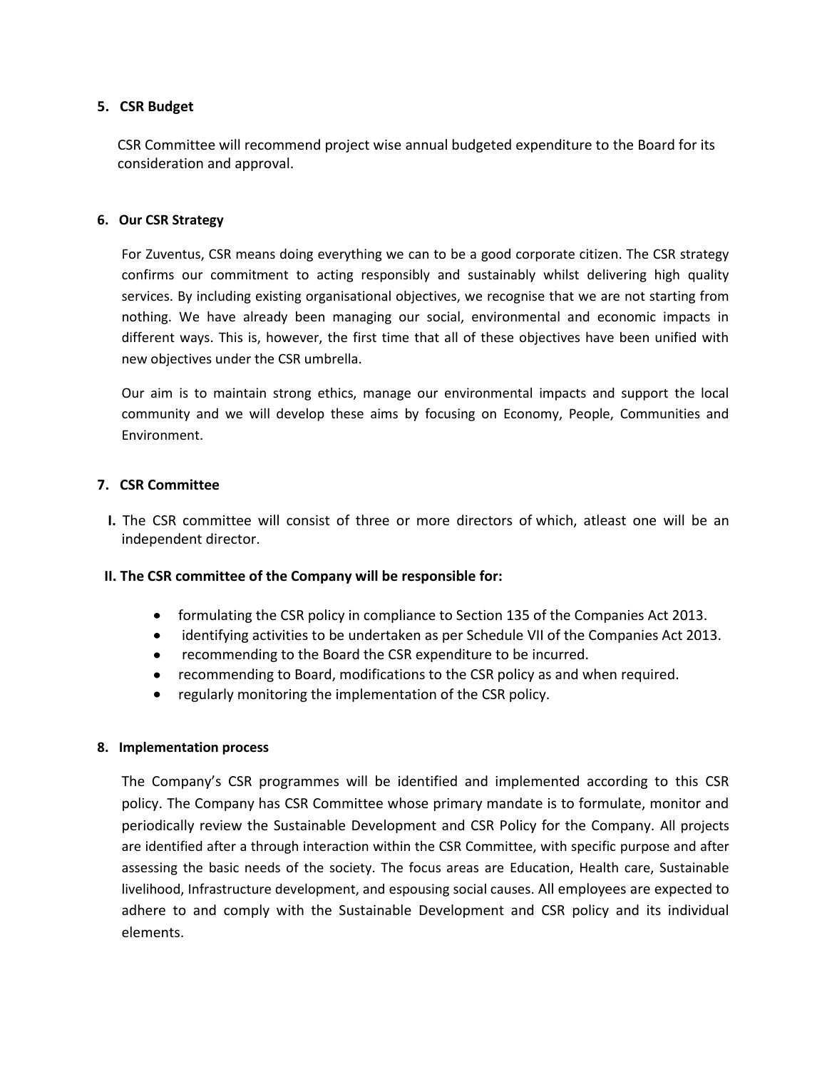## 5. CSR Budget

CSR Committee will recommend project wise annual budgeted expenditure to the Board for its consideration and approval.

## 6. Our CSR Strategy

For Zuventus, CSR means doing everything we can to be a good corporate citizen. The CSR strategy confirms our commitment to acting responsibly and sustainably whilst delivering high quality services. By including existing organisational objectives, we recognise that we are not starting from nothing. We have already been managing our social, environmental and economic impacts in different ways. This is, however, the first time that all of these objectives have been unified with new objectives under the CSR umbrella.

Our aim is to maintain strong ethics, manage our environmental impacts and support the local community and we will develop these aims by focusing on Economy, People, Communities and Environment.

## 7. CSR Committee

**I.** The CSR committee will consist of three or more directors of which, atleast one will be an independent director.

**II. The CSR committee of the Company will be responsible for:**

- formulating the CSR policy in compliance to Section 135 of the Companies Act 2013.
- identifying activities to be undertaken as per Schedule VII of the Companies Act 2013.
- recommending to the Board the CSR expenditure to be incurred.
- recommending to Board, modifications to the CSR policy as and when required.
- regularly monitoring the implementation of the CSR policy.

## 8. Implementation process

The Company's CSR programmes will be identified and implemented according to this CSR policy. The Company has CSR Committee whose primary mandate is to formulate, monitor and periodically review the Sustainable Development and CSR Policy for the Company. All projects are identified after a through interaction within the CSR Committee, with specific purpose and after assessing the basic needs of the society. The focus areas are Education, Health care, Sustainable livelihood, Infrastructure development, and espousing social causes. All employees are expected to adhere to and comply with the Sustainable Development and CSR policy and its individual elements.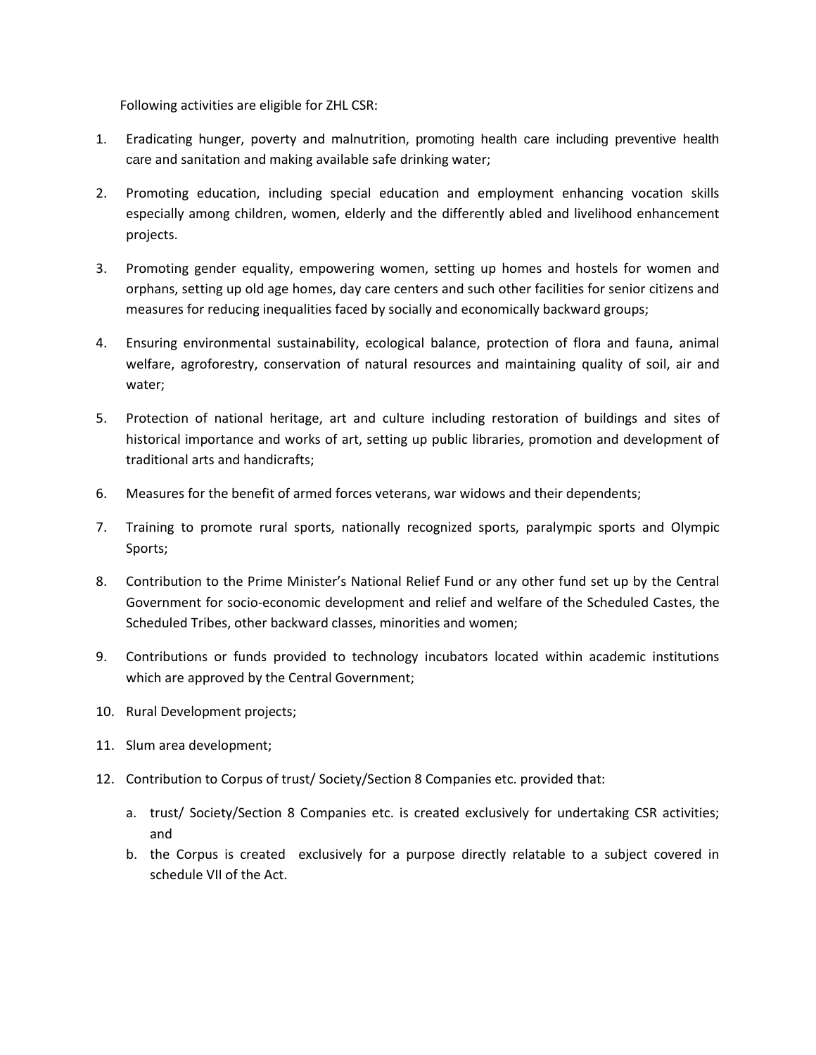Following activities are eligible for ZHL CSR:

1. Eradicating hunger, poverty and malnutrition, promoting health care including preventive health care and sanitation and making available safe drinking water;
2. Promoting education, including special education and employment enhancing vocation skills especially among children, women, elderly and the differently abled and livelihood enhancement projects.
3. Promoting gender equality, empowering women, setting up homes and hostels for women and orphans, setting up old age homes, day care centers and such other facilities for senior citizens and measures for reducing inequalities faced by socially and economically backward groups;
4. Ensuring environmental sustainability, ecological balance, protection of flora and fauna, animal welfare, agroforestry, conservation of natural resources and maintaining quality of soil, air and water;
5. Protection of national heritage, art and culture including restoration of buildings and sites of historical importance and works of art, setting up public libraries, promotion and development of traditional arts and handicrafts;
6. Measures for the benefit of armed forces veterans, war widows and their dependents;
7. Training to promote rural sports, nationally recognized sports, paralympic sports and Olympic Sports;
8. Contribution to the Prime Minister's National Relief Fund or any other fund set up by the Central Government for socio-economic development and relief and welfare of the Scheduled Castes, the Scheduled Tribes, other backward classes, minorities and women;
9. Contributions or funds provided to technology incubators located within academic institutions which are approved by the Central Government;
10. Rural Development projects;
11. Slum area development;
12. Contribution to Corpus of trust/ Society/Section 8 Companies etc. provided that:
    a. trust/ Society/Section 8 Companies etc. is created exclusively for undertaking CSR activities; and
    b. the Corpus is created exclusively for a purpose directly relatable to a subject covered in schedule VII of the Act.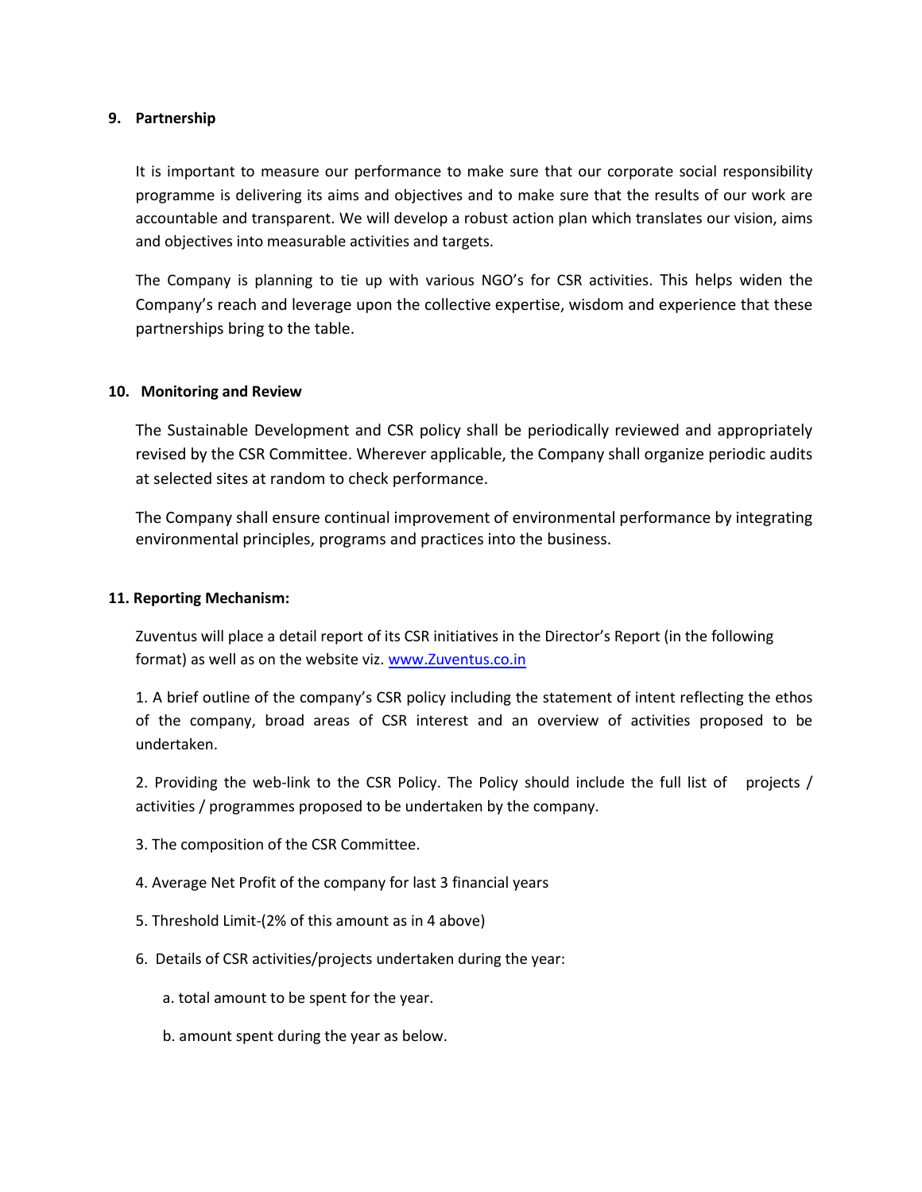**9. Partnership**

It is important to measure our performance to make sure that our corporate social responsibility programme is delivering its aims and objectives and to make sure that the results of our work are accountable and transparent. We will develop a robust action plan which translates our vision, aims and objectives into measurable activities and targets.

The Company is planning to tie up with various NGO's for CSR activities. This helps widen the Company's reach and leverage upon the collective expertise, wisdom and experience that these partnerships bring to the table.

**10. Monitoring and Review**

The Sustainable Development and CSR policy shall be periodically reviewed and appropriately revised by the CSR Committee. Wherever applicable, the Company shall organize periodic audits at selected sites at random to check performance.

The Company shall ensure continual improvement of environmental performance by integrating environmental principles, programs and practices into the business.

**11. Reporting Mechanism:**

Zuventus will place a detail report of its CSR initiatives in the Director's Report (in the following format) as well as on the website viz. [www.Zuventus.co.in](http://www.Zuventus.co.in)

1. A brief outline of the company's CSR policy including the statement of intent reflecting the ethos of the company, broad areas of CSR interest and an overview of activities proposed to be undertaken.

2. Providing the web-link to the CSR Policy. The Policy should include the full list of projects / activities / programmes proposed to be undertaken by the company.

3. The composition of the CSR Committee.

4. Average Net Profit of the company for last 3 financial years

5. Threshold Limit-(2% of this amount as in 4 above)

6. Details of CSR activities/projects undertaken during the year:

   a. total amount to be spent for the year.

   b. amount spent during the year as below.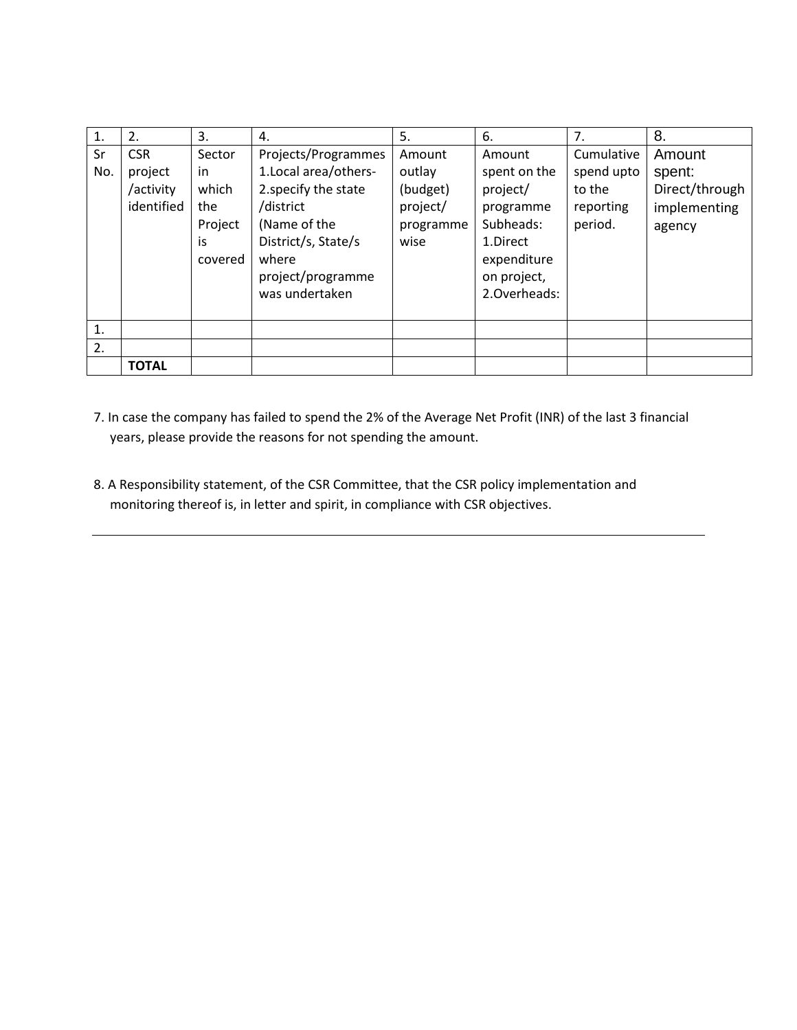| 1. | 2. | 3. | 4. | 5. | 6. | 7. | 8. |
|---|---|---|---|---|---|---|---|
| Sr No. | CSR project /activity identified | Sector in which the Project is covered | Projects/Programmes 1.Local area/others- 2.specify the state /district (Name of the District/s, State/s where project/programme was undertaken | Amount outlay (budget) project/ programme wise | Amount spent on the project/ programme Subheads: 1.Direct expenditure on project, 2.Overheads: | Cumulative spend upto to the reporting period. | Amount spent: Direct/through implementing agency |
| 1. | | | | | | | |
| 2. | | | | | | | |
| | **TOTAL** | | | | | | |

7. In case the company has failed to spend the 2% of the Average Net Profit (INR) of the last 3 financial years, please provide the reasons for not spending the amount.

8. A Responsibility statement, of the CSR Committee, that the CSR policy implementation and monitoring thereof is, in letter and spirit, in compliance with CSR objectives.

---